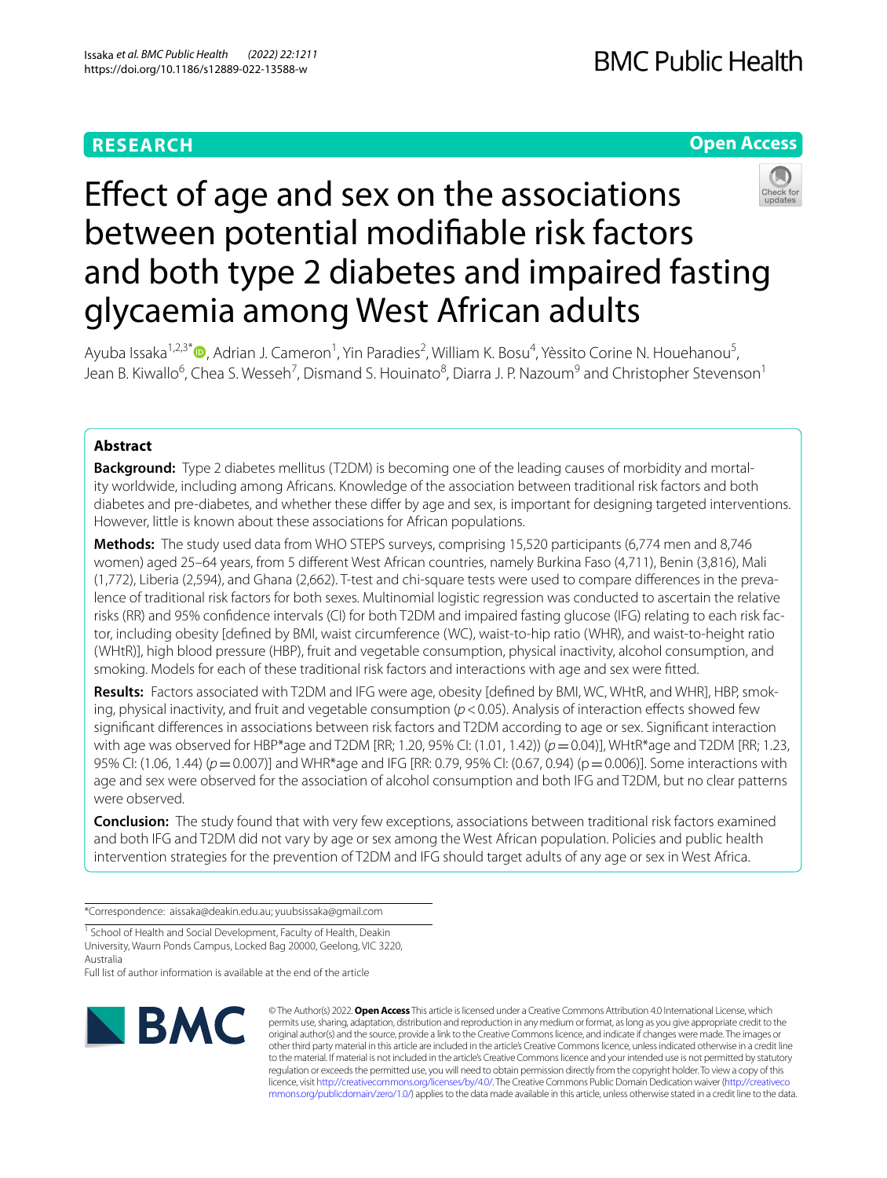**RESEARCH** **Open Access**

# Effect of age and sex on the associations between potential modifiable risk factors and both type 2 diabetes and impaired fasting glycaemia among West African adults

Ayuba Issaka[1,2,3*], Adrian J. Cameron[1], Yin Paradies[2], William K. Bosu[4], Yèssito Corine N. Houehanou[5], Jean B. Kiwallo[6], Chea S. Wesseh[7], Dismand S. Houinato[8], Diarra J. P. Nazoum[9] and Christopher Stevenson[1]

## Abstract

**Background:** Type 2 diabetes mellitus (T2DM) is becoming one of the leading causes of morbidity and mortality worldwide, including among Africans. Knowledge of the association between traditional risk factors and both diabetes and pre-diabetes, and whether these differ by age and sex, is important for designing targeted interventions. However, little is known about these associations for African populations.

**Methods:** The study used data from WHO STEPS surveys, comprising 15,520 participants (6,774 men and 8,746 women) aged 25–64 years, from 5 different West African countries, namely Burkina Faso (4,711), Benin (3,816), Mali (1,772), Liberia (2,594), and Ghana (2,662). T-test and chi-square tests were used to compare differences in the prevalence of traditional risk factors for both sexes. Multinomial logistic regression was conducted to ascertain the relative risks (RR) and 95% confidence intervals (CI) for both T2DM and impaired fasting glucose (IFG) relating to each risk factor, including obesity [defined by BMI, waist circumference (WC), waist-to-hip ratio (WHR), and waist-to-height ratio (WHtR)], high blood pressure (HBP), fruit and vegetable consumption, physical inactivity, alcohol consumption, and smoking. Models for each of these traditional risk factors and interactions with age and sex were fitted.

**Results:** Factors associated with T2DM and IFG were age, obesity [defined by BMI, WC, WHtR, and WHR], HBP, smoking, physical inactivity, and fruit and vegetable consumption ($p < 0.05$). Analysis of interaction effects showed few significant differences in associations between risk factors and T2DM according to age or sex. Significant interaction with age was observed for HBP*age and T2DM [RR; 1.20, 95% CI: (1.01, 1.42)) ($p = 0.04$)], WHtR*age and T2DM [RR; 1.23, 95% CI: (1.06, 1.44) ($p = 0.007$)] and WHR*age and IFG [RR: 0.79, 95% CI: (0.67, 0.94) (p = 0.006)]. Some interactions with age and sex were observed for the association of alcohol consumption and both IFG and T2DM, but no clear patterns were observed.

**Conclusion:** The study found that with very few exceptions, associations between traditional risk factors examined and both IFG and T2DM did not vary by age or sex among the West African population. Policies and public health intervention strategies for the prevention of T2DM and IFG should target adults of any age or sex in West Africa.

*Correspondence: aissaka@deakin.edu.au; yuubsissaka@gmail.com

[1] School of Health and Social Development, Faculty of Health, Deakin University, Waurn Ponds Campus, Locked Bag 20000, Geelong, VIC 3220, Australia

Full list of author information is available at the end of the article

© The Author(s) 2022. **Open Access** This article is licensed under a Creative Commons Attribution 4.0 International License, which permits use, sharing, adaptation, distribution and reproduction in any medium or format, as long as you give appropriate credit to the original author(s) and the source, provide a link to the Creative Commons licence, and indicate if changes were made. The images or other third party material in this article are included in the article's Creative Commons licence, unless indicated otherwise in a credit line to the material. If material is not included in the article's Creative Commons licence and your intended use is not permitted by statutory regulation or exceeds the permitted use, you will need to obtain permission directly from the copyright holder. To view a copy of this licence, visit http://creativecommons.org/licenses/by/4.0/. The Creative Commons Public Domain Dedication waiver (http://creativecommons.org/publicdomain/zero/1.0/) applies to the data made available in this article, unless otherwise stated in a credit line to the data.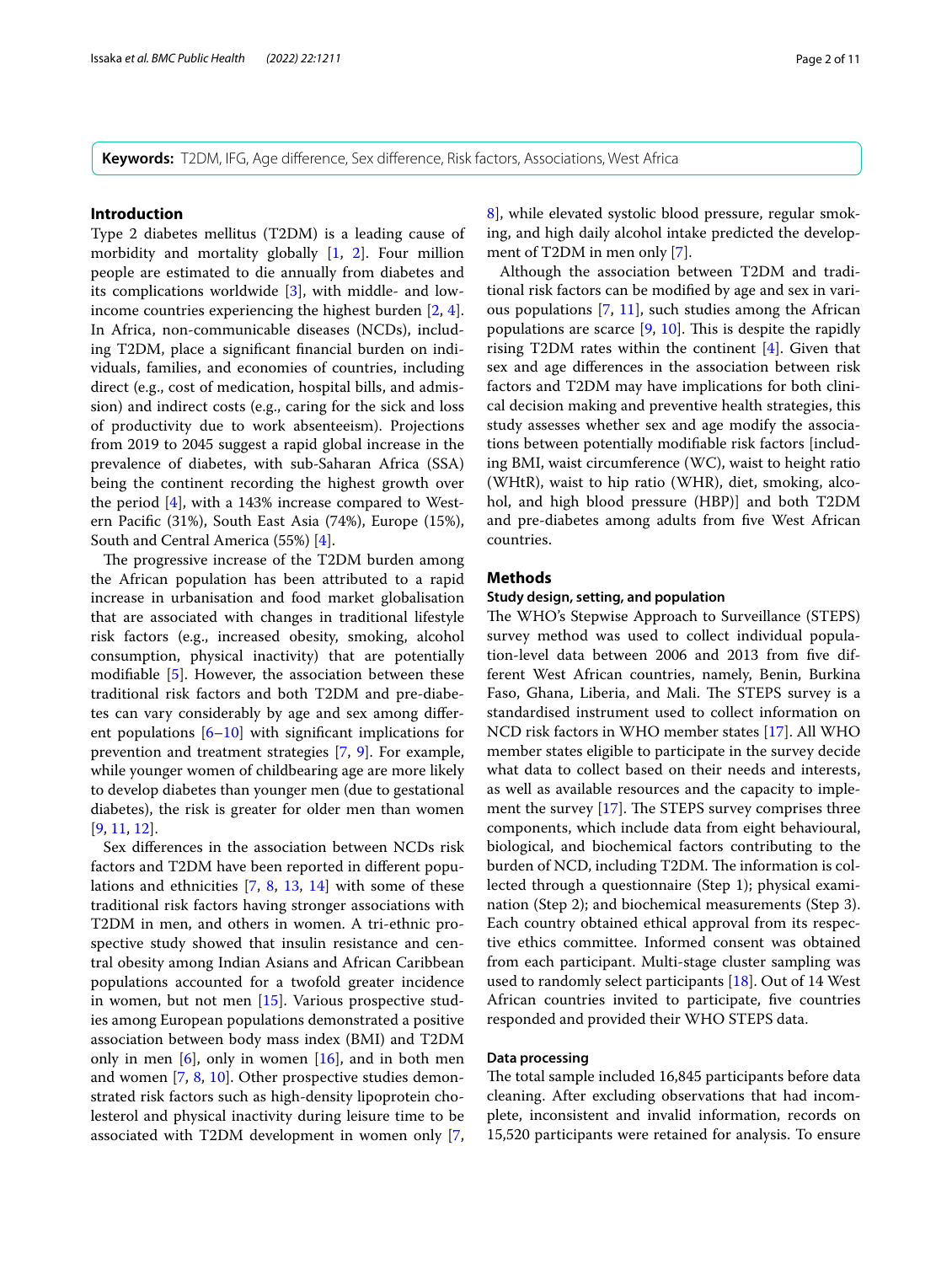**Keywords:** T2DM, IFG, Age difference, Sex difference, Risk factors, Associations, West Africa

## Introduction

Type 2 diabetes mellitus (T2DM) is a leading cause of morbidity and mortality globally [1, 2]. Four million people are estimated to die annually from diabetes and its complications worldwide [3], with middle- and low-income countries experiencing the highest burden [2, 4]. In Africa, non-communicable diseases (NCDs), including T2DM, place a significant financial burden on individuals, families, and economies of countries, including direct (e.g., cost of medication, hospital bills, and admission) and indirect costs (e.g., caring for the sick and loss of productivity due to work absenteeism). Projections from 2019 to 2045 suggest a rapid global increase in the prevalence of diabetes, with sub-Saharan Africa (SSA) being the continent recording the highest growth over the period [4], with a 143% increase compared to Western Pacific (31%), South East Asia (74%), Europe (15%), South and Central America (55%) [4].

The progressive increase of the T2DM burden among the African population has been attributed to a rapid increase in urbanisation and food market globalisation that are associated with changes in traditional lifestyle risk factors (e.g., increased obesity, smoking, alcohol consumption, physical inactivity) that are potentially modifiable [5]. However, the association between these traditional risk factors and both T2DM and pre-diabetes can vary considerably by age and sex among different populations [6–10] with significant implications for prevention and treatment strategies [7, 9]. For example, while younger women of childbearing age are more likely to develop diabetes than younger men (due to gestational diabetes), the risk is greater for older men than women [9, 11, 12].

Sex differences in the association between NCDs risk factors and T2DM have been reported in different populations and ethnicities [7, 8, 13, 14] with some of these traditional risk factors having stronger associations with T2DM in men, and others in women. A tri-ethnic prospective study showed that insulin resistance and central obesity among Indian Asians and African Caribbean populations accounted for a twofold greater incidence in women, but not men [15]. Various prospective studies among European populations demonstrated a positive association between body mass index (BMI) and T2DM only in men [6], only in women [16], and in both men and women [7, 8, 10]. Other prospective studies demonstrated risk factors such as high-density lipoprotein cholesterol and physical inactivity during leisure time to be associated with T2DM development in women only [7, 8], while elevated systolic blood pressure, regular smoking, and high daily alcohol intake predicted the development of T2DM in men only [7].

Although the association between T2DM and traditional risk factors can be modified by age and sex in various populations [7, 11], such studies among the African populations are scarce [9, 10]. This is despite the rapidly rising T2DM rates within the continent [4]. Given that sex and age differences in the association between risk factors and T2DM may have implications for both clinical decision making and preventive health strategies, this study assesses whether sex and age modify the associations between potentially modifiable risk factors [including BMI, waist circumference (WC), waist to height ratio (WHtR), waist to hip ratio (WHR), diet, smoking, alcohol, and high blood pressure (HBP)] and both T2DM and pre-diabetes among adults from five West African countries.

## Methods

### Study design, setting, and population

The WHO's Stepwise Approach to Surveillance (STEPS) survey method was used to collect individual population-level data between 2006 and 2013 from five different West African countries, namely, Benin, Burkina Faso, Ghana, Liberia, and Mali. The STEPS survey is a standardised instrument used to collect information on NCD risk factors in WHO member states [17]. All WHO member states eligible to participate in the survey decide what data to collect based on their needs and interests, as well as available resources and the capacity to implement the survey [17]. The STEPS survey comprises three components, which include data from eight behavioural, biological, and biochemical factors contributing to the burden of NCD, including T2DM. The information is collected through a questionnaire (Step 1); physical examination (Step 2); and biochemical measurements (Step 3). Each country obtained ethical approval from its respective ethics committee. Informed consent was obtained from each participant. Multi-stage cluster sampling was used to randomly select participants [18]. Out of 14 West African countries invited to participate, five countries responded and provided their WHO STEPS data.

### Data processing

The total sample included 16,845 participants before data cleaning. After excluding observations that had incomplete, inconsistent and invalid information, records on 15,520 participants were retained for analysis. To ensure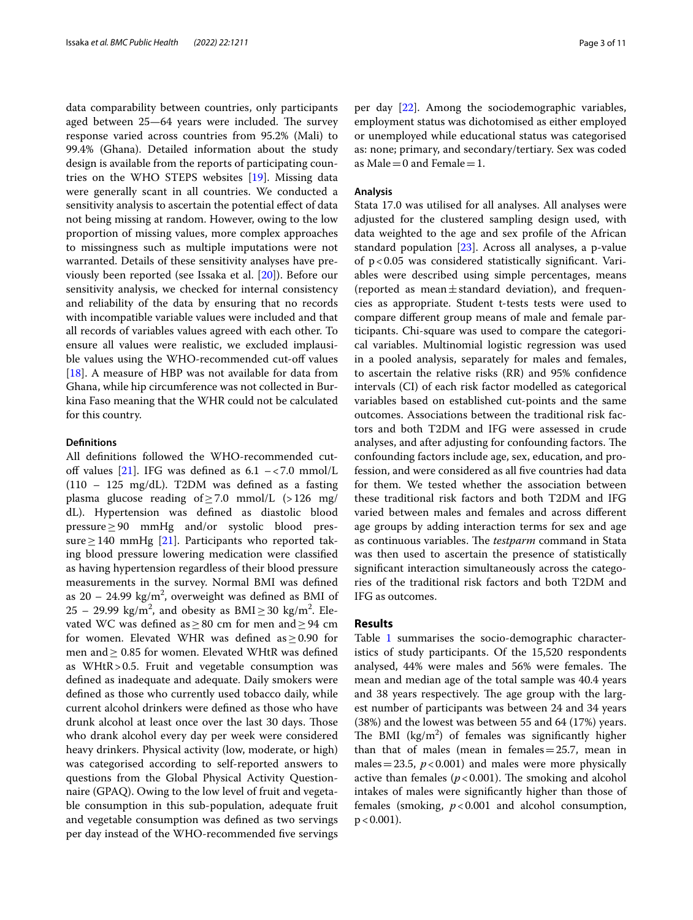data comparability between countries, only participants aged between 25—64 years were included. The survey response varied across countries from 95.2% (Mali) to 99.4% (Ghana). Detailed information about the study design is available from the reports of participating countries on the WHO STEPS websites [19]. Missing data were generally scant in all countries. We conducted a sensitivity analysis to ascertain the potential effect of data not being missing at random. However, owing to the low proportion of missing values, more complex approaches to missingness such as multiple imputations were not warranted. Details of these sensitivity analyses have previously been reported (see Issaka et al. [20]). Before our sensitivity analysis, we checked for internal consistency and reliability of the data by ensuring that no records with incompatible variable values were included and that all records of variables values agreed with each other. To ensure all values were realistic, we excluded implausible values using the WHO-recommended cut-off values [18]. A measure of HBP was not available for data from Ghana, while hip circumference was not collected in Burkina Faso meaning that the WHR could not be calculated for this country.

#### Definitions

All definitions followed the WHO-recommended cut-off values [21]. IFG was defined as 6.1 – <7.0 mmol/L (110 – 125 mg/dL). T2DM was defined as a fasting plasma glucose reading of $\geq 7.0$ mmol/L ($>126$ mg/dL). Hypertension was defined as diastolic blood pressure $\geq 90$ mmHg and/or systolic blood pressure $\geq 140$ mmHg [21]. Participants who reported taking blood pressure lowering medication were classified as having hypertension regardless of their blood pressure measurements in the survey. Normal BMI was defined as 20 – 24.99 kg/m$^2$, overweight was defined as BMI of 25 – 29.99 kg/m$^2$, and obesity as BMI $\geq 30$ kg/m$^2$. Elevated WC was defined as $\geq 80$ cm for men and $\geq 94$ cm for women. Elevated WHR was defined as $\geq 0.90$ for men and $\geq$ 0.85 for women. Elevated WHtR was defined as WHtR $>0.5$. Fruit and vegetable consumption was defined as inadequate and adequate. Daily smokers were defined as those who currently used tobacco daily, while current alcohol drinkers were defined as those who have drunk alcohol at least once over the last 30 days. Those who drank alcohol every day per week were considered heavy drinkers. Physical activity (low, moderate, or high) was categorised according to self-reported answers to questions from the Global Physical Activity Questionnaire (GPAQ). Owing to the low level of fruit and vegetable consumption in this sub-population, adequate fruit and vegetable consumption was defined as two servings per day instead of the WHO-recommended five servings per day [22]. Among the sociodemographic variables, employment status was dichotomised as either employed or unemployed while educational status was categorised as: none; primary, and secondary/tertiary. Sex was coded as Male = 0 and Female = 1.

#### Analysis

Stata 17.0 was utilised for all analyses. All analyses were adjusted for the clustered sampling design used, with data weighted to the age and sex profile of the African standard population [23]. Across all analyses, a p-value of $p<0.05$ was considered statistically significant. Variables were described using simple percentages, means (reported as mean ± standard deviation), and frequencies as appropriate. Student t-tests tests were used to compare different group means of male and female participants. Chi-square was used to compare the categorical variables. Multinomial logistic regression was used in a pooled analysis, separately for males and females, to ascertain the relative risks (RR) and 95% confidence intervals (CI) of each risk factor modelled as categorical variables based on established cut-points and the same outcomes. Associations between the traditional risk factors and both T2DM and IFG were assessed in crude analyses, and after adjusting for confounding factors. The confounding factors include age, sex, education, and profession, and were considered as all five countries had data for them. We tested whether the association between these traditional risk factors and both T2DM and IFG varied between males and females and across different age groups by adding interaction terms for sex and age as continuous variables. The *testparm* command in Stata was then used to ascertain the presence of statistically significant interaction simultaneously across the categories of the traditional risk factors and both T2DM and IFG as outcomes.

## Results

Table 1 summarises the socio-demographic characteristics of study participants. Of the 15,520 respondents analysed, 44% were males and 56% were females. The mean and median age of the total sample was 40.4 years and 38 years respectively. The age group with the largest number of participants was between 24 and 34 years (38%) and the lowest was between 55 and 64 (17%) years. The BMI (kg/m$^2$) of females was significantly higher than that of males (mean in females = 25.7, mean in males = 23.5, $p<0.001$) and males were more physically active than females ($p<0.001$). The smoking and alcohol intakes of males were significantly higher than those of females (smoking, $p<0.001$ and alcohol consumption, $p<0.001$).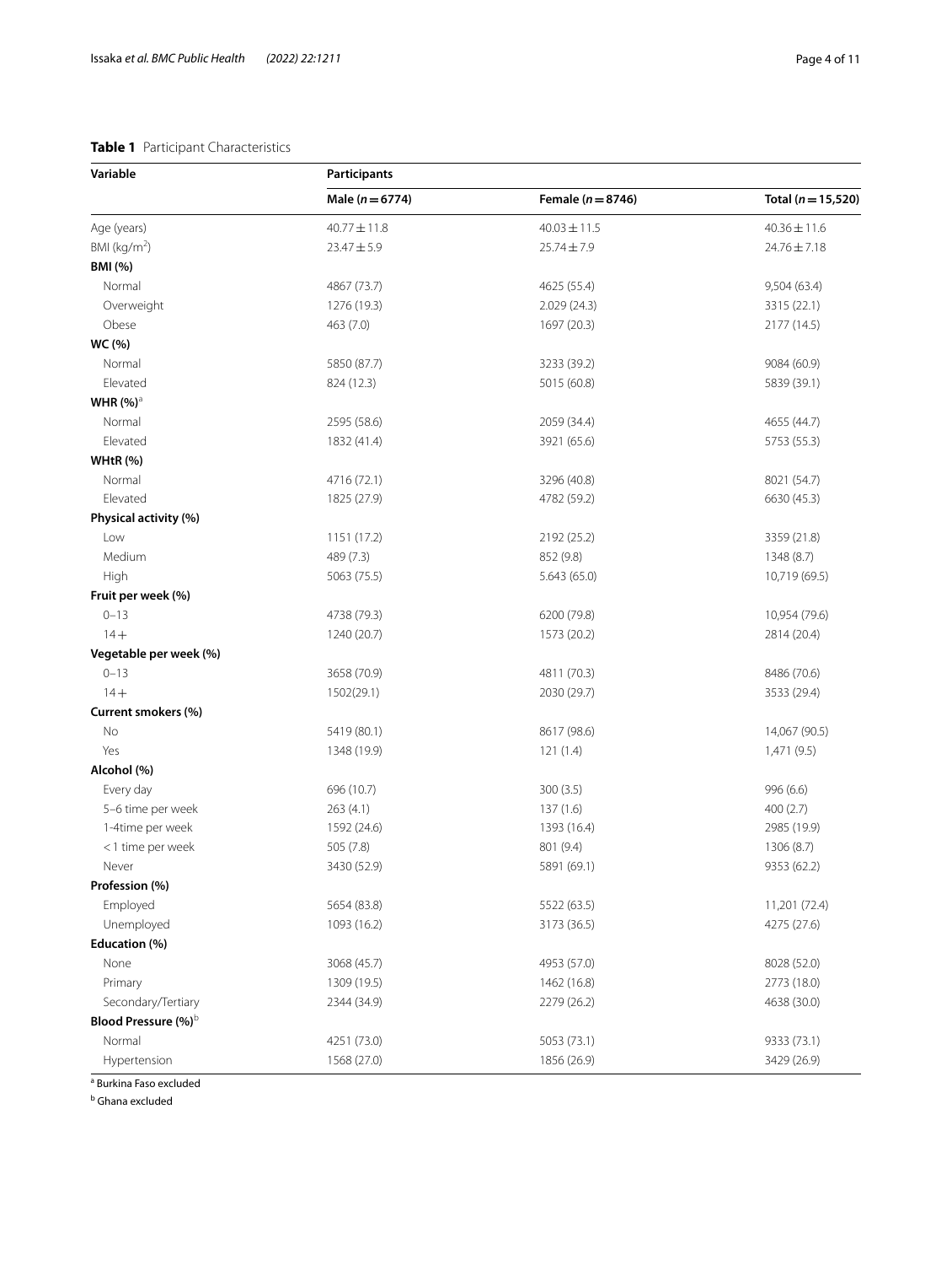**Table 1** Participant Characteristics

| Variable | Participants | | |
|---|---|---|---|
| | Male ($n = 6774$) | Female ($n = 8746$) | Total ($n = 15,520$) |
| Age (years) | 40.77 ± 11.8 | 40.03 ± 11.5 | 40.36 ± 11.6 |
| BMI (kg/m$^2$) | 23.47 ± 5.9 | 25.74 ± 7.9 | 24.76 ± 7.18 |
| **BMI (%)** | | | |
| Normal | 4867 (73.7) | 4625 (55.4) | 9,504 (63.4) |
| Overweight | 1276 (19.3) | 2.029 (24.3) | 3315 (22.1) |
| Obese | 463 (7.0) | 1697 (20.3) | 2177 (14.5) |
| **WC (%)** | | | |
| Normal | 5850 (87.7) | 3233 (39.2) | 9084 (60.9) |
| Elevated | 824 (12.3) | 5015 (60.8) | 5839 (39.1) |
| **WHR (%)**[a] | | | |
| Normal | 2595 (58.6) | 2059 (34.4) | 4655 (44.7) |
| Elevated | 1832 (41.4) | 3921 (65.6) | 5753 (55.3) |
| **WHtR (%)** | | | |
| Normal | 4716 (72.1) | 3296 (40.8) | 8021 (54.7) |
| Elevated | 1825 (27.9) | 4782 (59.2) | 6630 (45.3) |
| **Physical activity (%)** | | | |
| Low | 1151 (17.2) | 2192 (25.2) | 3359 (21.8) |
| Medium | 489 (7.3) | 852 (9.8) | 1348 (8.7) |
| High | 5063 (75.5) | 5.643 (65.0) | 10,719 (69.5) |
| **Fruit per week (%)** | | | |
| 0–13 | 4738 (79.3) | 6200 (79.8) | 10,954 (79.6) |
| 14+ | 1240 (20.7) | 1573 (20.2) | 2814 (20.4) |
| **Vegetable per week (%)** | | | |
| 0–13 | 3658 (70.9) | 4811 (70.3) | 8486 (70.6) |
| 14+ | 1502(29.1) | 2030 (29.7) | 3533 (29.4) |
| **Current smokers (%)** | | | |
| No | 5419 (80.1) | 8617 (98.6) | 14,067 (90.5) |
| Yes | 1348 (19.9) | 121 (1.4) | 1,471 (9.5) |
| **Alcohol (%)** | | | |
| Every day | 696 (10.7) | 300 (3.5) | 996 (6.6) |
| 5–6 time per week | 263 (4.1) | 137 (1.6) | 400 (2.7) |
| 1-4time per week | 1592 (24.6) | 1393 (16.4) | 2985 (19.9) |
| < 1 time per week | 505 (7.8) | 801 (9.4) | 1306 (8.7) |
| Never | 3430 (52.9) | 5891 (69.1) | 9353 (62.2) |
| **Profession (%)** | | | |
| Employed | 5654 (83.8) | 5522 (63.5) | 11,201 (72.4) |
| Unemployed | 1093 (16.2) | 3173 (36.5) | 4275 (27.6) |
| **Education (%)** | | | |
| None | 3068 (45.7) | 4953 (57.0) | 8028 (52.0) |
| Primary | 1309 (19.5) | 1462 (16.8) | 2773 (18.0) |
| Secondary/Tertiary | 2344 (34.9) | 2279 (26.2) | 4638 (30.0) |
| **Blood Pressure (%)**[b] | | | |
| Normal | 4251 (73.0) | 5053 (73.1) | 9333 (73.1) |
| Hypertension | 1568 (27.0) | 1856 (26.9) | 3429 (26.9) |

[a] Burkina Faso excluded

[b] Ghana excluded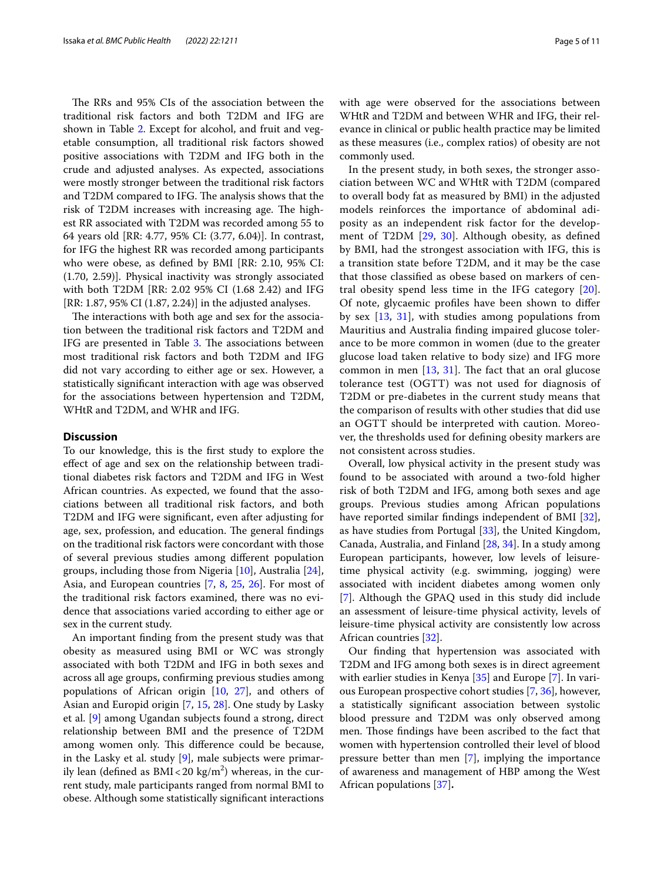The RRs and 95% CIs of the association between the traditional risk factors and both T2DM and IFG are shown in Table 2. Except for alcohol, and fruit and vegetable consumption, all traditional risk factors showed positive associations with T2DM and IFG both in the crude and adjusted analyses. As expected, associations were mostly stronger between the traditional risk factors and T2DM compared to IFG. The analysis shows that the risk of T2DM increases with increasing age. The highest RR associated with T2DM was recorded among 55 to 64 years old [RR: 4.77, 95% CI: (3.77, 6.04)]. In contrast, for IFG the highest RR was recorded among participants who were obese, as defined by BMI [RR: 2.10, 95% CI: (1.70, 2.59)]. Physical inactivity was strongly associated with both T2DM [RR: 2.02 95% CI (1.68 2.42) and IFG [RR: 1.87, 95% CI (1.87, 2.24)] in the adjusted analyses.

The interactions with both age and sex for the association between the traditional risk factors and T2DM and IFG are presented in Table 3. The associations between most traditional risk factors and both T2DM and IFG did not vary according to either age or sex. However, a statistically significant interaction with age was observed for the associations between hypertension and T2DM, WHtR and T2DM, and WHR and IFG.

## Discussion

To our knowledge, this is the first study to explore the effect of age and sex on the relationship between traditional diabetes risk factors and T2DM and IFG in West African countries. As expected, we found that the associations between all traditional risk factors, and both T2DM and IFG were significant, even after adjusting for age, sex, profession, and education. The general findings on the traditional risk factors were concordant with those of several previous studies among different population groups, including those from Nigeria [10], Australia [24], Asia, and European countries [7, 8, 25, 26]. For most of the traditional risk factors examined, there was no evidence that associations varied according to either age or sex in the current study.

An important finding from the present study was that obesity as measured using BMI or WC was strongly associated with both T2DM and IFG in both sexes and across all age groups, confirming previous studies among populations of African origin [10, 27], and others of Asian and Europid origin [7, 15, 28]. One study by Lasky et al. [9] among Ugandan subjects found a strong, direct relationship between BMI and the presence of T2DM among women only. This difference could be because, in the Lasky et al. study [9], male subjects were primarily lean (defined as BMI < 20 kg/m$^2$) whereas, in the current study, male participants ranged from normal BMI to obese. Although some statistically significant interactions with age were observed for the associations between WHtR and T2DM and between WHR and IFG, their relevance in clinical or public health practice may be limited as these measures (i.e., complex ratios) of obesity are not commonly used.

In the present study, in both sexes, the stronger association between WC and WHtR with T2DM (compared to overall body fat as measured by BMI) in the adjusted models reinforces the importance of abdominal adiposity as an independent risk factor for the development of T2DM [29, 30]. Although obesity, as defined by BMI, had the strongest association with IFG, this is a transition state before T2DM, and it may be the case that those classified as obese based on markers of central obesity spend less time in the IFG category [20]. Of note, glycaemic profiles have been shown to differ by sex [13, 31], with studies among populations from Mauritius and Australia finding impaired glucose tolerance to be more common in women (due to the greater glucose load taken relative to body size) and IFG more common in men [13, 31]. The fact that an oral glucose tolerance test (OGTT) was not used for diagnosis of T2DM or pre-diabetes in the current study means that the comparison of results with other studies that did use an OGTT should be interpreted with caution. Moreover, the thresholds used for defining obesity markers are not consistent across studies.

Overall, low physical activity in the present study was found to be associated with around a two-fold higher risk of both T2DM and IFG, among both sexes and age groups. Previous studies among African populations have reported similar findings independent of BMI [32], as have studies from Portugal [33], the United Kingdom, Canada, Australia, and Finland [28, 34]. In a study among European participants, however, low levels of leisure-time physical activity (e.g. swimming, jogging) were associated with incident diabetes among women only [7]. Although the GPAQ used in this study did include an assessment of leisure-time physical activity, levels of leisure-time physical activity are consistently low across African countries [32].

Our finding that hypertension was associated with T2DM and IFG among both sexes is in direct agreement with earlier studies in Kenya [35] and Europe [7]. In various European prospective cohort studies [7, 36], however, a statistically significant association between systolic blood pressure and T2DM was only observed among men. Those findings have been ascribed to the fact that women with hypertension controlled their level of blood pressure better than men [7], implying the importance of awareness and management of HBP among the West African populations [37].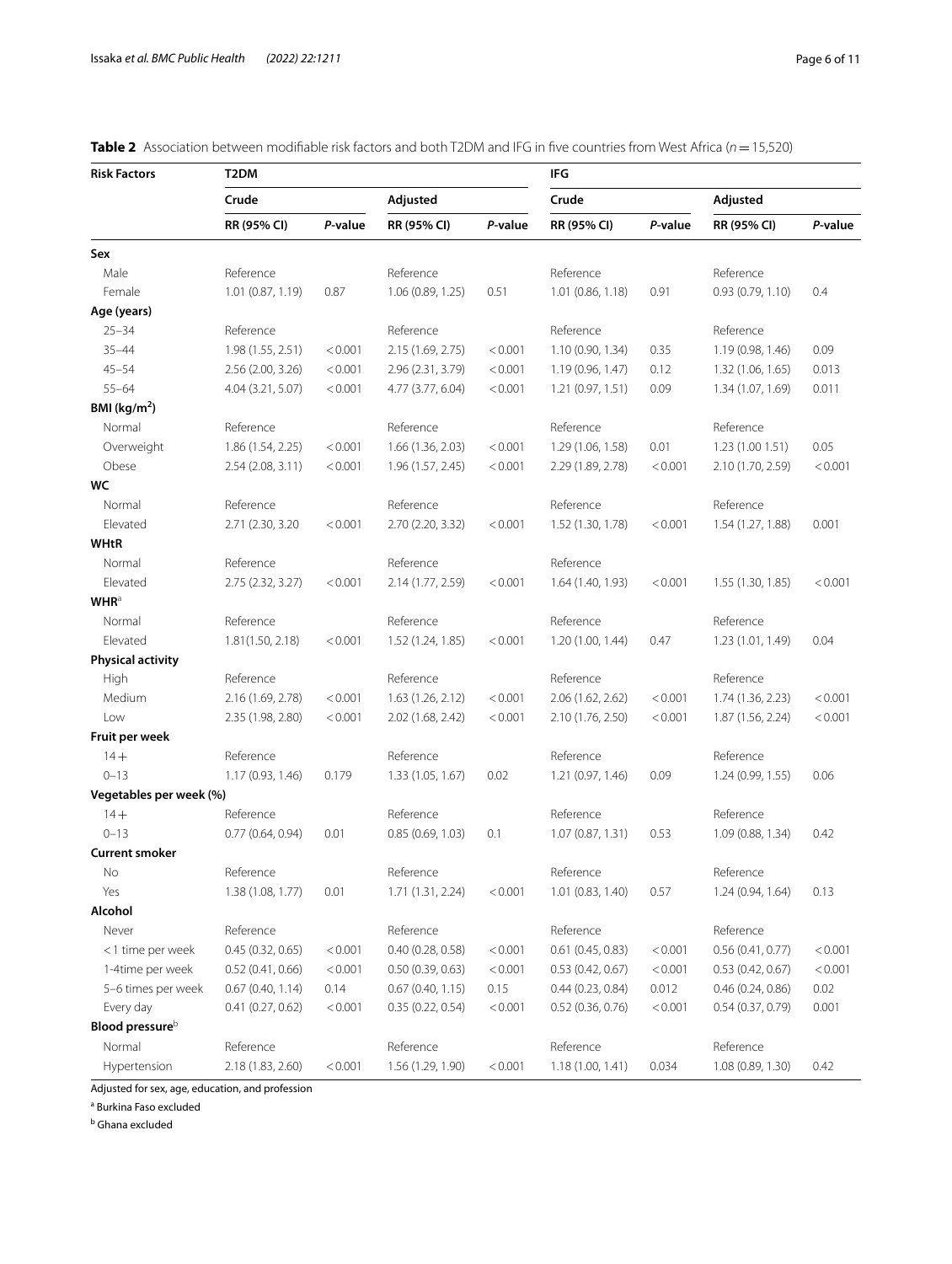**Table 2** Association between modifiable risk factors and both T2DM and IFG in five countries from West Africa ($n = 15,520$)

| Risk Factors | T2DM | | | | IFG | | | |
|---|---|---|---|---|---|---|---|---|
| | Crude | | Adjusted | | Crude | | Adjusted | |
| | RR (95% CI) | *P*-value | RR (95% CI) | *P*-value | RR (95% CI) | *P*-value | RR (95% CI) | *P*-value |
| **Sex** | | | | | | | | |
| Male | Reference | | Reference | | Reference | | Reference | |
| Female | 1.01 (0.87, 1.19) | 0.87 | 1.06 (0.89, 1.25) | 0.51 | 1.01 (0.86, 1.18) | 0.91 | 0.93 (0.79, 1.10) | 0.4 |
| **Age (years)** | | | | | | | | |
| 25–34 | Reference | | Reference | | Reference | | Reference | |
| 35–44 | 1.98 (1.55, 2.51) | < 0.001 | 2.15 (1.69, 2.75) | < 0.001 | 1.10 (0.90, 1.34) | 0.35 | 1.19 (0.98, 1.46) | 0.09 |
| 45–54 | 2.56 (2.00, 3.26) | < 0.001 | 2.96 (2.31, 3.79) | < 0.001 | 1.19 (0.96, 1.47) | 0.12 | 1.32 (1.06, 1.65) | 0.013 |
| 55–64 | 4.04 (3.21, 5.07) | < 0.001 | 4.77 (3.77, 6.04) | < 0.001 | 1.21 (0.97, 1.51) | 0.09 | 1.34 (1.07, 1.69) | 0.011 |
| **BMI (kg/m$^2$)** | | | | | | | | |
| Normal | Reference | | Reference | | Reference | | Reference | |
| Overweight | 1.86 (1.54, 2.25) | < 0.001 | 1.66 (1.36, 2.03) | < 0.001 | 1.29 (1.06, 1.58) | 0.01 | 1.23 (1.00 1.51) | 0.05 |
| Obese | 2.54 (2.08, 3.11) | < 0.001 | 1.96 (1.57, 2.45) | < 0.001 | 2.29 (1.89, 2.78) | < 0.001 | 2.10 (1.70, 2.59) | < 0.001 |
| **WC** | | | | | | | | |
| Normal | Reference | | Reference | | Reference | | Reference | |
| Elevated | 2.71 (2.30, 3.20 | < 0.001 | 2.70 (2.20, 3.32) | < 0.001 | 1.52 (1.30, 1.78) | < 0.001 | 1.54 (1.27, 1.88) | 0.001 |
| **WHtR** | | | | | | | | |
| Normal | Reference | | Reference | | Reference | | | |
| Elevated | 2.75 (2.32, 3.27) | < 0.001 | 2.14 (1.77, 2.59) | < 0.001 | 1.64 (1.40, 1.93) | < 0.001 | 1.55 (1.30, 1.85) | < 0.001 |
| **WHR**[a] | | | | | | | | |
| Normal | Reference | | Reference | | Reference | | Reference | |
| Elevated | 1.81(1.50, 2.18) | < 0.001 | 1.52 (1.24, 1.85) | < 0.001 | 1.20 (1.00, 1.44) | 0.47 | 1.23 (1.01, 1.49) | 0.04 |
| **Physical activity** | | | | | | | | |
| High | Reference | | Reference | | Reference | | Reference | |
| Medium | 2.16 (1.69, 2.78) | < 0.001 | 1.63 (1.26, 2.12) | < 0.001 | 2.06 (1.62, 2.62) | < 0.001 | 1.74 (1.36, 2.23) | < 0.001 |
| Low | 2.35 (1.98, 2.80) | < 0.001 | 2.02 (1.68, 2.42) | < 0.001 | 2.10 (1.76, 2.50) | < 0.001 | 1.87 (1.56, 2.24) | < 0.001 |
| **Fruit per week** | | | | | | | | |
| 14+ | Reference | | Reference | | Reference | | Reference | |
| 0–13 | 1.17 (0.93, 1.46) | 0.179 | 1.33 (1.05, 1.67) | 0.02 | 1.21 (0.97, 1.46) | 0.09 | 1.24 (0.99, 1.55) | 0.06 |
| **Vegetables per week (%)** | | | | | | | | |
| 14+ | Reference | | Reference | | Reference | | Reference | |
| 0–13 | 0.77 (0.64, 0.94) | 0.01 | 0.85 (0.69, 1.03) | 0.1 | 1.07 (0.87, 1.31) | 0.53 | 1.09 (0.88, 1.34) | 0.42 |
| **Current smoker** | | | | | | | | |
| No | Reference | | Reference | | Reference | | Reference | |
| Yes | 1.38 (1.08, 1.77) | 0.01 | 1.71 (1.31, 2.24) | < 0.001 | 1.01 (0.83, 1.40) | 0.57 | 1.24 (0.94, 1.64) | 0.13 |
| **Alcohol** | | | | | | | | |
| Never | Reference | | Reference | | Reference | | Reference | |
| < 1 time per week | 0.45 (0.32, 0.65) | < 0.001 | 0.40 (0.28, 0.58) | < 0.001 | 0.61 (0.45, 0.83) | < 0.001 | 0.56 (0.41, 0.77) | < 0.001 |
| 1-4time per week | 0.52 (0.41, 0.66) | < 0.001 | 0.50 (0.39, 0.63) | < 0.001 | 0.53 (0.42, 0.67) | < 0.001 | 0.53 (0.42, 0.67) | < 0.001 |
| 5–6 times per week | 0.67 (0.40, 1.14) | 0.14 | 0.67 (0.40, 1.15) | 0.15 | 0.44 (0.23, 0.84) | 0.012 | 0.46 (0.24, 0.86) | 0.02 |
| Every day | 0.41 (0.27, 0.62) | < 0.001 | 0.35 (0.22, 0.54) | < 0.001 | 0.52 (0.36, 0.76) | < 0.001 | 0.54 (0.37, 0.79) | 0.001 |
| **Blood pressure**[b] | | | | | | | | |
| Normal | Reference | | Reference | | Reference | | Reference | |
| Hypertension | 2.18 (1.83, 2.60) | < 0.001 | 1.56 (1.29, 1.90) | < 0.001 | 1.18 (1.00, 1.41) | 0.034 | 1.08 (0.89, 1.30) | 0.42 |

Adjusted for sex, age, education, and profession

[a] Burkina Faso excluded

[b] Ghana excluded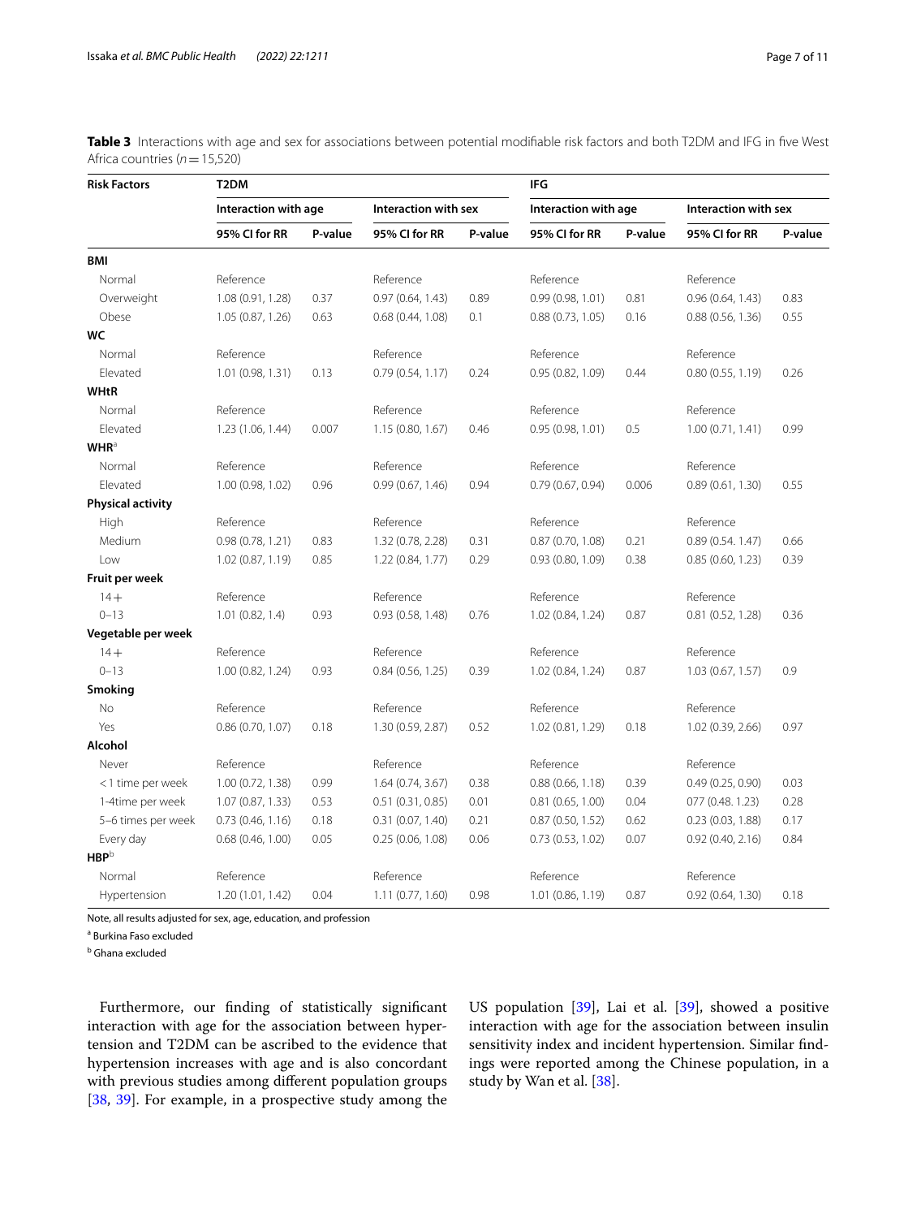**Table 3** Interactions with age and sex for associations between potential modifiable risk factors and both T2DM and IFG in five West Africa countries ($n = 15,520$)

| Risk Factors | T2DM | | | | IFG | | | |
|---|---|---|---|---|---|---|---|---|
| | Interaction with age | | Interaction with sex | | Interaction with age | | Interaction with sex | |
| | 95% CI for RR | P-value | 95% CI for RR | P-value | 95% CI for RR | P-value | 95% CI for RR | P-value |
| **BMI** | | | | | | | | |
| Normal | Reference | | Reference | | Reference | | Reference | |
| Overweight | 1.08 (0.91, 1.28) | 0.37 | 0.97 (0.64, 1.43) | 0.89 | 0.99 (0.98, 1.01) | 0.81 | 0.96 (0.64, 1.43) | 0.83 |
| Obese | 1.05 (0.87, 1.26) | 0.63 | 0.68 (0.44, 1.08) | 0.1 | 0.88 (0.73, 1.05) | 0.16 | 0.88 (0.56, 1.36) | 0.55 |
| **WC** | | | | | | | | |
| Normal | Reference | | Reference | | Reference | | Reference | |
| Elevated | 1.01 (0.98, 1.31) | 0.13 | 0.79 (0.54, 1.17) | 0.24 | 0.95 (0.82, 1.09) | 0.44 | 0.80 (0.55, 1.19) | 0.26 |
| **WHtR** | | | | | | | | |
| Normal | Reference | | Reference | | Reference | | Reference | |
| Elevated | 1.23 (1.06, 1.44) | 0.007 | 1.15 (0.80, 1.67) | 0.46 | 0.95 (0.98, 1.01) | 0.5 | 1.00 (0.71, 1.41) | 0.99 |
| **WHR**[a] | | | | | | | | |
| Normal | Reference | | Reference | | Reference | | Reference | |
| Elevated | 1.00 (0.98, 1.02) | 0.96 | 0.99 (0.67, 1.46) | 0.94 | 0.79 (0.67, 0.94) | 0.006 | 0.89 (0.61, 1.30) | 0.55 |
| **Physical activity** | | | | | | | | |
| High | Reference | | Reference | | Reference | | Reference | |
| Medium | 0.98 (0.78, 1.21) | 0.83 | 1.32 (0.78, 2.28) | 0.31 | 0.87 (0.70, 1.08) | 0.21 | 0.89 (0.54. 1.47) | 0.66 |
| Low | 1.02 (0.87, 1.19) | 0.85 | 1.22 (0.84, 1.77) | 0.29 | 0.93 (0.80, 1.09) | 0.38 | 0.85 (0.60, 1.23) | 0.39 |
| **Fruit per week** | | | | | | | | |
| 14+ | Reference | | Reference | | Reference | | Reference | |
| 0–13 | 1.01 (0.82, 1.4) | 0.93 | 0.93 (0.58, 1.48) | 0.76 | 1.02 (0.84, 1.24) | 0.87 | 0.81 (0.52, 1.28) | 0.36 |
| **Vegetable per week** | | | | | | | | |
| 14+ | Reference | | Reference | | Reference | | Reference | |
| 0–13 | 1.00 (0.82, 1.24) | 0.93 | 0.84 (0.56, 1.25) | 0.39 | 1.02 (0.84, 1.24) | 0.87 | 1.03 (0.67, 1.57) | 0.9 |
| **Smoking** | | | | | | | | |
| No | Reference | | Reference | | Reference | | Reference | |
| Yes | 0.86 (0.70, 1.07) | 0.18 | 1.30 (0.59, 2.87) | 0.52 | 1.02 (0.81, 1.29) | 0.18 | 1.02 (0.39, 2.66) | 0.97 |
| **Alcohol** | | | | | | | | |
| Never | Reference | | Reference | | Reference | | Reference | |
| <1 time per week | 1.00 (0.72, 1.38) | 0.99 | 1.64 (0.74, 3.67) | 0.38 | 0.88 (0.66, 1.18) | 0.39 | 0.49 (0.25, 0.90) | 0.03 |
| 1-4time per week | 1.07 (0.87, 1.33) | 0.53 | 0.51 (0.31, 0.85) | 0.01 | 0.81 (0.65, 1.00) | 0.04 | 077 (0.48. 1.23) | 0.28 |
| 5–6 times per week | 0.73 (0.46, 1.16) | 0.18 | 0.31 (0.07, 1.40) | 0.21 | 0.87 (0.50, 1.52) | 0.62 | 0.23 (0.03, 1.88) | 0.17 |
| Every day | 0.68 (0.46, 1.00) | 0.05 | 0.25 (0.06, 1.08) | 0.06 | 0.73 (0.53, 1.02) | 0.07 | 0.92 (0.40, 2.16) | 0.84 |
| **HBP**[b] | | | | | | | | |
| Normal | Reference | | Reference | | Reference | | Reference | |
| Hypertension | 1.20 (1.01, 1.42) | 0.04 | 1.11 (0.77, 1.60) | 0.98 | 1.01 (0.86, 1.19) | 0.87 | 0.92 (0.64, 1.30) | 0.18 |

Note, all results adjusted for sex, age, education, and profession

[a] Burkina Faso excluded

[b] Ghana excluded

Furthermore, our finding of statistically significant interaction with age for the association between hypertension and T2DM can be ascribed to the evidence that hypertension increases with age and is also concordant with previous studies among different population groups [38, 39]. For example, in a prospective study among the US population [39], Lai et al. [39], showed a positive interaction with age for the association between insulin sensitivity index and incident hypertension. Similar findings were reported among the Chinese population, in a study by Wan et al. [38].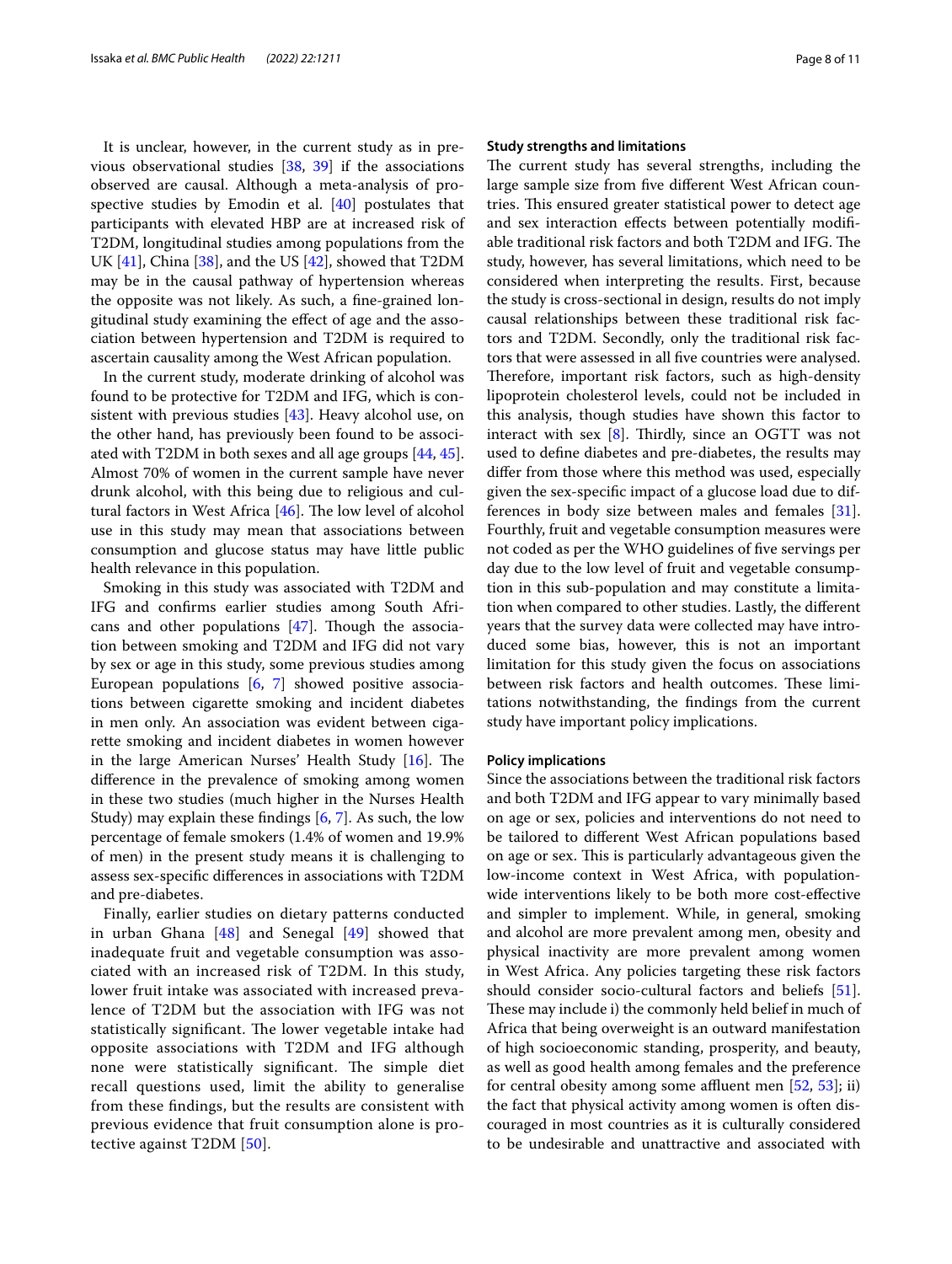It is unclear, however, in the current study as in previous observational studies [38, 39] if the associations observed are causal. Although a meta-analysis of prospective studies by Emodin et al. [40] postulates that participants with elevated HBP are at increased risk of T2DM, longitudinal studies among populations from the UK [41], China [38], and the US [42], showed that T2DM may be in the causal pathway of hypertension whereas the opposite was not likely. As such, a fine-grained longitudinal study examining the effect of age and the association between hypertension and T2DM is required to ascertain causality among the West African population.

In the current study, moderate drinking of alcohol was found to be protective for T2DM and IFG, which is consistent with previous studies [43]. Heavy alcohol use, on the other hand, has previously been found to be associated with T2DM in both sexes and all age groups [44, 45]. Almost 70% of women in the current sample have never drunk alcohol, with this being due to religious and cultural factors in West Africa [46]. The low level of alcohol use in this study may mean that associations between consumption and glucose status may have little public health relevance in this population.

Smoking in this study was associated with T2DM and IFG and confirms earlier studies among South Africans and other populations [47]. Though the association between smoking and T2DM and IFG did not vary by sex or age in this study, some previous studies among European populations [6, 7] showed positive associations between cigarette smoking and incident diabetes in men only. An association was evident between cigarette smoking and incident diabetes in women however in the large American Nurses' Health Study [16]. The difference in the prevalence of smoking among women in these two studies (much higher in the Nurses Health Study) may explain these findings [6, 7]. As such, the low percentage of female smokers (1.4% of women and 19.9% of men) in the present study means it is challenging to assess sex-specific differences in associations with T2DM and pre-diabetes.

Finally, earlier studies on dietary patterns conducted in urban Ghana [48] and Senegal [49] showed that inadequate fruit and vegetable consumption was associated with an increased risk of T2DM. In this study, lower fruit intake was associated with increased prevalence of T2DM but the association with IFG was not statistically significant. The lower vegetable intake had opposite associations with T2DM and IFG although none were statistically significant. The simple diet recall questions used, limit the ability to generalise from these findings, but the results are consistent with previous evidence that fruit consumption alone is protective against T2DM [50].

### Study strengths and limitations

The current study has several strengths, including the large sample size from five different West African countries. This ensured greater statistical power to detect age and sex interaction effects between potentially modifiable traditional risk factors and both T2DM and IFG. The study, however, has several limitations, which need to be considered when interpreting the results. First, because the study is cross-sectional in design, results do not imply causal relationships between these traditional risk factors and T2DM. Secondly, only the traditional risk factors that were assessed in all five countries were analysed. Therefore, important risk factors, such as high-density lipoprotein cholesterol levels, could not be included in this analysis, though studies have shown this factor to interact with sex [8]. Thirdly, since an OGTT was not used to define diabetes and pre-diabetes, the results may differ from those where this method was used, especially given the sex-specific impact of a glucose load due to differences in body size between males and females [31]. Fourthly, fruit and vegetable consumption measures were not coded as per the WHO guidelines of five servings per day due to the low level of fruit and vegetable consumption in this sub-population and may constitute a limitation when compared to other studies. Lastly, the different years that the survey data were collected may have introduced some bias, however, this is not an important limitation for this study given the focus on associations between risk factors and health outcomes. These limitations notwithstanding, the findings from the current study have important policy implications.

### Policy implications

Since the associations between the traditional risk factors and both T2DM and IFG appear to vary minimally based on age or sex, policies and interventions do not need to be tailored to different West African populations based on age or sex. This is particularly advantageous given the low-income context in West Africa, with population-wide interventions likely to be both more cost-effective and simpler to implement. While, in general, smoking and alcohol are more prevalent among men, obesity and physical inactivity are more prevalent among women in West Africa. Any policies targeting these risk factors should consider socio-cultural factors and beliefs [51]. These may include i) the commonly held belief in much of Africa that being overweight is an outward manifestation of high socioeconomic standing, prosperity, and beauty, as well as good health among females and the preference for central obesity among some affluent men [52, 53]; ii) the fact that physical activity among women is often discouraged in most countries as it is culturally considered to be undesirable and unattractive and associated with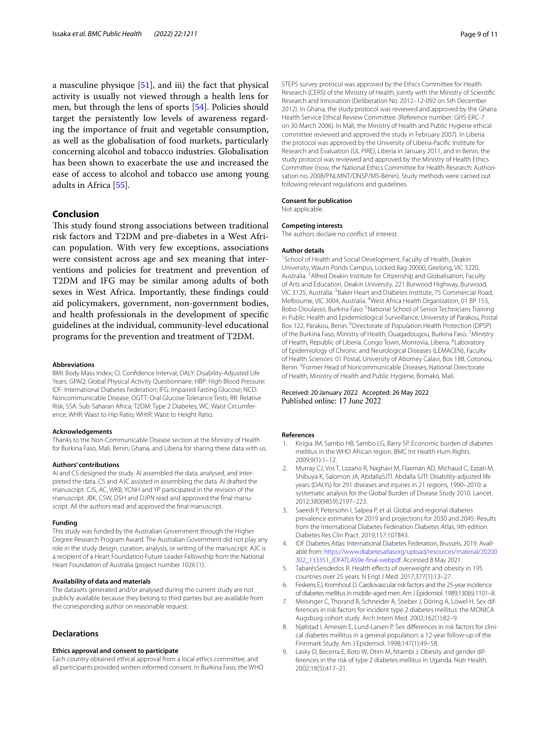a masculine physique [51], and iii) the fact that physical activity is usually not viewed through a health lens for men, but through the lens of sports [54]. Policies should target the persistently low levels of awareness regarding the importance of fruit and vegetable consumption, as well as the globalisation of food markets, particularly concerning alcohol and tobacco industries. Globalisation has been shown to exacerbate the use and increased the ease of access to alcohol and tobacco use among young adults in Africa [55].

## Conclusion

This study found strong associations between traditional risk factors and T2DM and pre-diabetes in a West African population. With very few exceptions, associations were consistent across age and sex meaning that interventions and policies for treatment and prevention of T2DM and IFG may be similar among adults of both sexes in West Africa. Importantly, these findings could aid policymakers, government, non-government bodies, and health professionals in the development of specific guidelines at the individual, community-level educational programs for the prevention and treatment of T2DM.

#### Abbreviations

BMI: Body Mass Index; CI: Confidence Interval; DALY: Disability-Adjusted Life Years; GPAQ: Global Physical Activity Questionnaire; HBP: High Blood Pressure; IDF: International Diabetes Federation; IFG: Impaired Fasting Glucose; NCD: Noncommunicable Disease; OGTT: Oral Glucose Tolerance Tests; RR: Relative Risk; SSA: Sub-Saharan Africa; T2DM: Type 2 Diabetes; WC: Waist Circumference; WHR: Waist to Hip Ratio; WHtR: Waist to Height Ratio.

#### Acknowledgements

Thanks to the Non-Communicable Disease section at the Ministry of Health for Burkina Faso, Mali, Benin, Ghana, and Liberia for sharing these data with us.

#### Authors' contributions

AI and CS designed the study. AI assembled the data, analysed, and interpreted the data. CS and AJC assisted in assembling the data. AI drafted the manuscript. CJS, AC, WKB, YCNH and YP participated in the revision of the manuscript. JBK, CSW, DSH and DJPN read and approved the final manuscript. All the authors read and approved the final manuscript.

#### Funding

This study was funded by the Australian Government through the Higher Degree Research Program Award. The Australian Government did not play any role in the study design, curation, analysis, or writing of the manuscript. AJC is a recipient of a Heart Foundation Future Leader Fellowship from the National Heart Foundation of Australia (project number 102611).

#### Availability of data and materials

The datasets generated and/or analysed during the current study are not publicly available because they belong to third parties but are available from the corresponding author on reasonable request.

### Declarations

#### Ethics approval and consent to participate

Each country obtained ethical approval from a local ethics committee, and all participants provided written informed consent. In Burkina Faso, the WHO STEPS survey protocol was approved by the Ethics Committee for Health Research (CERS) of the Ministry of Health, jointly with the Ministry of Scientific Research and Innovation (Deliberation No. 2012–12-092 on 5th December 2012). In Ghana, the study protocol was reviewed and approved by the Ghana Health Service Ethical Review Committee. (Reference number: GHS-ERC-7 on 30 March 2006). In Mali, the Ministry of Health and Public Hygiene ethical committee reviewed and approved the study in February 2007). In Liberia the protocol was approved by the University of Liberia-Pacific Institute for Research and Evaluation (UL PIRE), Liberia in January 2011, and in Benin, the study protocol was reviewed and approved by the Ministry of Health Ethics Committee (now, the National Ethics Committee for Health Research: Authorisation no. 2008/PNLMNT/DNSP/MS-Bénin). Study methods were carried out following relevant regulations and guidelines.

#### Consent for publication

Not applicable.

#### Competing interests

The authors declare no conflict of interest.

#### Author details

[1]School of Health and Social Development, Faculty of Health, Deakin University, Waurn Ponds Campus, Locked Bag 20000, Geelong, VIC 3220, Australia. [2]Alfred Deakin Institute for Citizenship and Globalisation, Faculty of Arts and Education, Deakin University, 221 Burwood Highway, Burwood, VIC 3125, Australia. [3]Baker Heart and Diabetes Institute, 75 Commercial Road, Melbourne, VIC 3004, Australia. [4]West Africa Health Organization, 01 BP 153, Bobo-Dioulasso, Burkina Faso. [5]National School of Senior Technicians Training in Public Health and Epidemiological Surveillance, University of Parakou, Postal Box 122, Parakou, Benin. [6]Directorate of Population Health Protection (DPSP) of the Burkina Faso, Ministry of Health, Ouagadougou, Burkina Faso. [7]Ministry of Health, Republic of Liberia. Congo Town, Monrovia, Liberia. [8]Laboratory of Epidemiology of Chronic and Neurological Diseases (LEMACEN), Faculty of Health Sciences: 01 Postal, University of Abomey Calavi, Box 188, Cotonou, Benin. [9]Former Head of Noncommunicable Diseases, National Directorate of Health, Ministry of Health and Public Hygiene, Bomako, Mali.

Received: 20 January 2022 Accepted: 26 May 2022
Published online: 17 June 2022

#### References

1. Kirigia JM, Sambo HB, Sambo LG, Barry SP. Economic burden of diabetes mellitus in the WHO African region. BMC Int Health Hum Rights. 2009;9(1):1–12.
2. Murray CJ, Vos T, Lozano R, Naghavi M, Flaxman AD, Michaud C, Ezzati M, Shibuya K, Salomon JA, AbdallaSJTl. Abdalla SJTl: Disability-adjusted life years (DALYs) for 291 diseases and injuries in 21 regions, 1990–2010: a systematic analysis for the Global Burden of Disease Study 2010. Lancet. 2012;380(9859):2197–223.
3. Saeedi P, Petersohn I, Salpea P, et al. Global and regional diabetes prevalence estimates for 2019 and projections for 2030 and 2045: Results from the International Diabetes Federation Diabetes Atlas, 9th edition. Diabetes Res Clin Pract. 2019;157:107843.
4. IDF Diabetes Atlas: International Diabetes Federation, Brussels, 2019. Available from: https://www.diabetesatlasorg/upload/resources/material/20200302_133351_IDFATLAS9e-final-webpdf. Accessed 8 May 2021.
5. TabarésSeisdedos R. Health effects of overweight and obesity in 195 countries over 25 years. N Engl J Med. 2017;377(1):13–27.
6. Feskens EJ, Kromhout D. Cardiovascular risk factors and the 25-year incidence of diabetes mellitus in middle-aged men. Am J Epidemiol. 1989;130(6):1101–8.
7. Meisinger C, Thorand B, Schneider A, Stieber J, Döring A, Löwel H. Sex differences in risk factors for incident type 2 diabetes mellitus: the MONICA Augsburg cohort study. Arch Intern Med. 2002;162(1):82–9.
8. Njølstad I, Arnesen E, Lund-Larsen P. Sex differences in risk factors for clinical diabetes mellitus in a general population: a 12-year follow-up of the Finnmark Study. Am J Epidemiol. 1998;147(1):49–58.
9. Lasky D, Becerra E, Boto W, Otim M, Ntambi J. Obesity and gender differences in the risk of type 2 diabetes mellitus in Uganda. Nutr Health. 2002;18(5):417–21.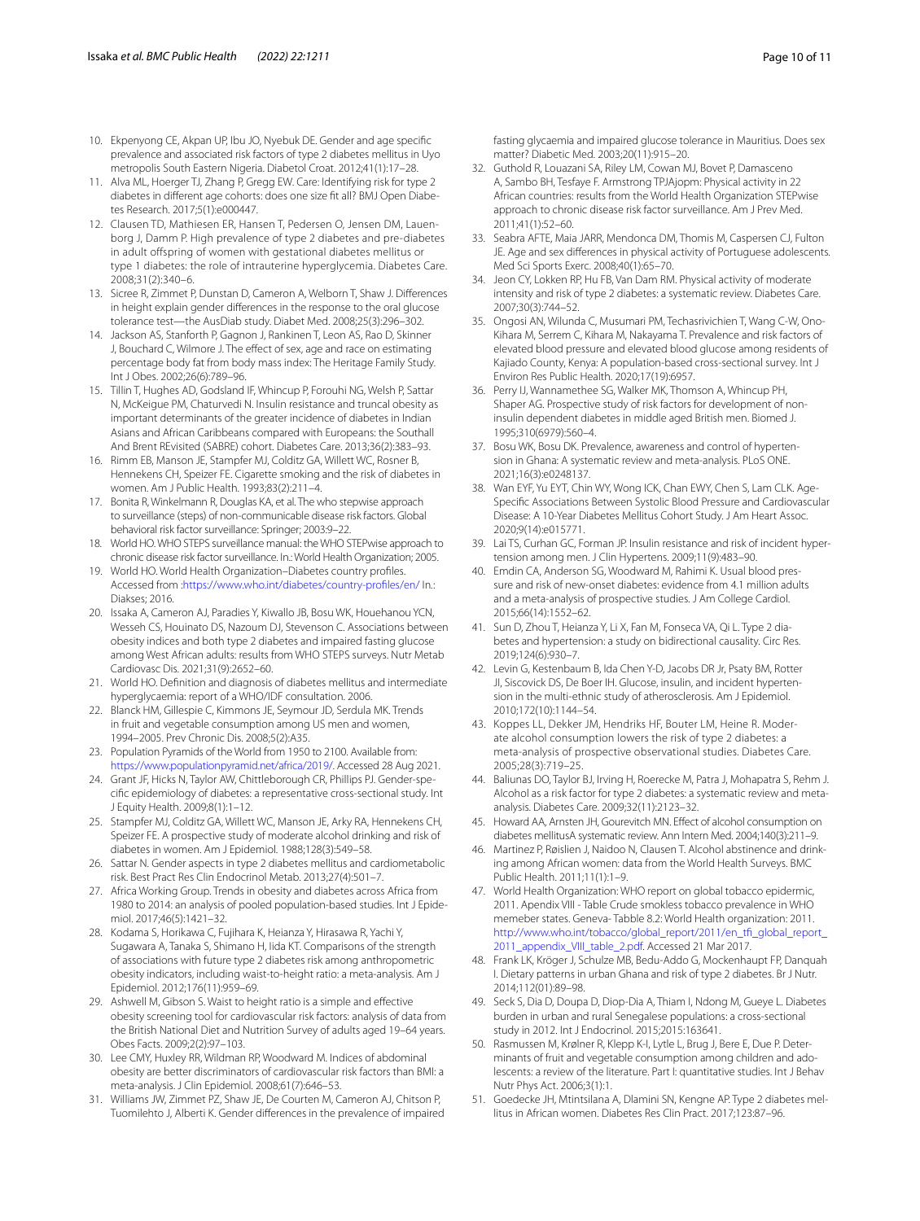10. Ekpenyong CE, Akpan UP, Ibu JO, Nyebuk DE. Gender and age specific prevalence and associated risk factors of type 2 diabetes mellitus in Uyo metropolis South Eastern Nigeria. Diabetol Croat. 2012;41(1):17–28.
11. Alva ML, Hoerger TJ, Zhang P, Gregg EW. Care: Identifying risk for type 2 diabetes in different age cohorts: does one size fit all? BMJ Open Diabetes Research. 2017;5(1):e000447.
12. Clausen TD, Mathiesen ER, Hansen T, Pedersen O, Jensen DM, Lauenborg J, Damm P. High prevalence of type 2 diabetes and pre-diabetes in adult offspring of women with gestational diabetes mellitus or type 1 diabetes: the role of intrauterine hyperglycemia. Diabetes Care. 2008;31(2):340–6.
13. Sicree R, Zimmet P, Dunstan D, Cameron A, Welborn T, Shaw J. Differences in height explain gender differences in the response to the oral glucose tolerance test—the AusDiab study. Diabet Med. 2008;25(3):296–302.
14. Jackson AS, Stanforth P, Gagnon J, Rankinen T, Leon AS, Rao D, Skinner J, Bouchard C, Wilmore J. The effect of sex, age and race on estimating percentage body fat from body mass index: The Heritage Family Study. Int J Obes. 2002;26(6):789–96.
15. Tillin T, Hughes AD, Godsland IF, Whincup P, Forouhi NG, Welsh P, Sattar N, McKeigue PM, Chaturvedi N. Insulin resistance and truncal obesity as important determinants of the greater incidence of diabetes in Indian Asians and African Caribbeans compared with Europeans: the Southall And Brent REvisited (SABRE) cohort. Diabetes Care. 2013;36(2):383–93.
16. Rimm EB, Manson JE, Stampfer MJ, Colditz GA, Willett WC, Rosner B, Hennekens CH, Speizer FE. Cigarette smoking and the risk of diabetes in women. Am J Public Health. 1993;83(2):211–4.
17. Bonita R, Winkelmann R, Douglas KA, et al. The who stepwise approach to surveillance (steps) of non-communicable disease risk factors. Global behavioral risk factor surveillance: Springer; 2003:9–22.
18. World HO. WHO STEPS surveillance manual: the WHO STEPwise approach to chronic disease risk factor surveillance. In.: World Health Organization; 2005.
19. World HO. World Health Organization–Diabetes country profiles. Accessed from :https://www.who.int/diabetes/country-profiles/en/ In.: Diakses; 2016.
20. Issaka A, Cameron AJ, Paradies Y, Kiwallo JB, Bosu WK, Houehanou YCN, Wesseh CS, Houinato DS, Nazoum DJ, Stevenson C. Associations between obesity indices and both type 2 diabetes and impaired fasting glucose among West African adults: results from WHO STEPS surveys. Nutr Metab Cardiovasc Dis. 2021;31(9):2652–60.
21. World HO. Definition and diagnosis of diabetes mellitus and intermediate hyperglycaemia: report of a WHO/IDF consultation. 2006.
22. Blanck HM, Gillespie C, Kimmons JE, Seymour JD, Serdula MK. Trends in fruit and vegetable consumption among US men and women, 1994–2005. Prev Chronic Dis. 2008;5(2):A35.
23. Population Pyramids of the World from 1950 to 2100. Available from: https://www.populationpyramid.net/africa/2019/. Accessed 28 Aug 2021.
24. Grant JF, Hicks N, Taylor AW, Chittleborough CR, Phillips PJ. Gender-specific epidemiology of diabetes: a representative cross-sectional study. Int J Equity Health. 2009;8(1):1–12.
25. Stampfer MJ, Colditz GA, Willett WC, Manson JE, Arky RA, Hennekens CH, Speizer FE. A prospective study of moderate alcohol drinking and risk of diabetes in women. Am J Epidemiol. 1988;128(3):549–58.
26. Sattar N. Gender aspects in type 2 diabetes mellitus and cardiometabolic risk. Best Pract Res Clin Endocrinol Metab. 2013;27(4):501–7.
27. Africa Working Group. Trends in obesity and diabetes across Africa from 1980 to 2014: an analysis of pooled population-based studies. Int J Epidemiol. 2017;46(5):1421–32.
28. Kodama S, Horikawa C, Fujihara K, Heianza Y, Hirasawa R, Yachi Y, Sugawara A, Tanaka S, Shimano H, Iida KT. Comparisons of the strength of associations with future type 2 diabetes risk among anthropometric obesity indicators, including waist-to-height ratio: a meta-analysis. Am J Epidemiol. 2012;176(11):959–69.
29. Ashwell M, Gibson S. Waist to height ratio is a simple and effective obesity screening tool for cardiovascular risk factors: analysis of data from the British National Diet and Nutrition Survey of adults aged 19–64 years. Obes Facts. 2009;2(2):97–103.
30. Lee CMY, Huxley RR, Wildman RP, Woodward M. Indices of abdominal obesity are better discriminators of cardiovascular risk factors than BMI: a meta-analysis. J Clin Epidemiol. 2008;61(7):646–53.
31. Williams JW, Zimmet PZ, Shaw JE, De Courten M, Cameron AJ, Chitson P, Tuomilehto J, Alberti K. Gender differences in the prevalence of impaired fasting glycaemia and impaired glucose tolerance in Mauritius. Does sex matter? Diabetic Med. 2003;20(11):915–20.
32. Guthold R, Louazani SA, Riley LM, Cowan MJ, Bovet P, Damasceno A, Sambo BH, Tesfaye F. Armstrong TPJAjopm: Physical activity in 22 African countries: results from the World Health Organization STEPwise approach to chronic disease risk factor surveillance. Am J Prev Med. 2011;41(1):52–60.
33. Seabra AFTE, Maia JARR, Mendonca DM, Thomis M, Caspersen CJ, Fulton JE. Age and sex differences in physical activity of Portuguese adolescents. Med Sci Sports Exerc. 2008;40(1):65–70.
34. Jeon CY, Lokken RP, Hu FB, Van Dam RM. Physical activity of moderate intensity and risk of type 2 diabetes: a systematic review. Diabetes Care. 2007;30(3):744–52.
35. Ongosi AN, Wilunda C, Musumari PM, Techasrivichien T, Wang C-W, Ono-Kihara M, Serrem C, Kihara M, Nakayama T. Prevalence and risk factors of elevated blood pressure and elevated blood glucose among residents of Kajiado County, Kenya: A population-based cross-sectional survey. Int J Environ Res Public Health. 2020;17(19):6957.
36. Perry IJ, Wannamethee SG, Walker MK, Thomson A, Whincup PH, Shaper AG. Prospective study of risk factors for development of non-insulin dependent diabetes in middle aged British men. Biomed J. 1995;310(6979):560–4.
37. Bosu WK, Bosu DK. Prevalence, awareness and control of hypertension in Ghana: A systematic review and meta-analysis. PLoS ONE. 2021;16(3):e0248137.
38. Wan EYF, Yu EYT, Chin WY, Wong ICK, Chan EWY, Chen S, Lam CLK. Age-Specific Associations Between Systolic Blood Pressure and Cardiovascular Disease: A 10-Year Diabetes Mellitus Cohort Study. J Am Heart Assoc. 2020;9(14):e015771.
39. Lai TS, Curhan GC, Forman JP. Insulin resistance and risk of incident hypertension among men. J Clin Hypertens. 2009;11(9):483–90.
40. Emdin CA, Anderson SG, Woodward M, Rahimi K. Usual blood pressure and risk of new-onset diabetes: evidence from 4.1 million adults and a meta-analysis of prospective studies. J Am College Cardiol. 2015;66(14):1552–62.
41. Sun D, Zhou T, Heianza Y, Li X, Fan M, Fonseca VA, Qi L. Type 2 diabetes and hypertension: a study on bidirectional causality. Circ Res. 2019;124(6):930–7.
42. Levin G, Kestenbaum B, Ida Chen Y-D, Jacobs DR Jr, Psaty BM, Rotter JI, Siscovick DS, De Boer IH. Glucose, insulin, and incident hypertension in the multi-ethnic study of atherosclerosis. Am J Epidemiol. 2010;172(10):1144–54.
43. Koppes LL, Dekker JM, Hendriks HF, Bouter LM, Heine R. Moderate alcohol consumption lowers the risk of type 2 diabetes: a meta-analysis of prospective observational studies. Diabetes Care. 2005;28(3):719–25.
44. Baliunas DO, Taylor BJ, Irving H, Roerecke M, Patra J, Mohapatra S, Rehm J. Alcohol as a risk factor for type 2 diabetes: a systematic review and meta-analysis. Diabetes Care. 2009;32(11):2123–32.
45. Howard AA, Arnsten JH, Gourevitch MN. Effect of alcohol consumption on diabetes mellitusA systematic review. Ann Intern Med. 2004;140(3):211–9.
46. Martinez P, Røislien J, Naidoo N, Clausen T. Alcohol abstinence and drinking among African women: data from the World Health Surveys. BMC Public Health. 2011;11(1):1–9.
47. World Health Organization: WHO report on global tobacco epidermic, 2011. Apendix VIII - Table Crude smokless tobacco prevalence in WHO memeber states. Geneva- Tabble 8.2: World Health organization: 2011. http://www.who.int/tobacco/global_report/2011/en_tfi_global_report_2011_appendix_VIII_table_2.pdf. Accessed 21 Mar 2017.
48. Frank LK, Kröger J, Schulze MB, Bedu-Addo G, Mockenhaupt FP, Danquah I. Dietary patterns in urban Ghana and risk of type 2 diabetes. Br J Nutr. 2014;112(01):89–98.
49. Seck S, Dia D, Doupa D, Diop-Dia A, Thiam I, Ndong M, Gueye L. Diabetes burden in urban and rural Senegalese populations: a cross-sectional study in 2012. Int J Endocrinol. 2015;2015:163641.
50. Rasmussen M, Krølner R, Klepp K-I, Lytle L, Brug J, Bere E, Due P. Determinants of fruit and vegetable consumption among children and adolescents: a review of the literature. Part I: quantitative studies. Int J Behav Nutr Phys Act. 2006;3(1):1.
51. Goedecke JH, Mtintsilana A, Dlamini SN, Kengne AP. Type 2 diabetes mellitus in African women. Diabetes Res Clin Pract. 2017;123:87–96.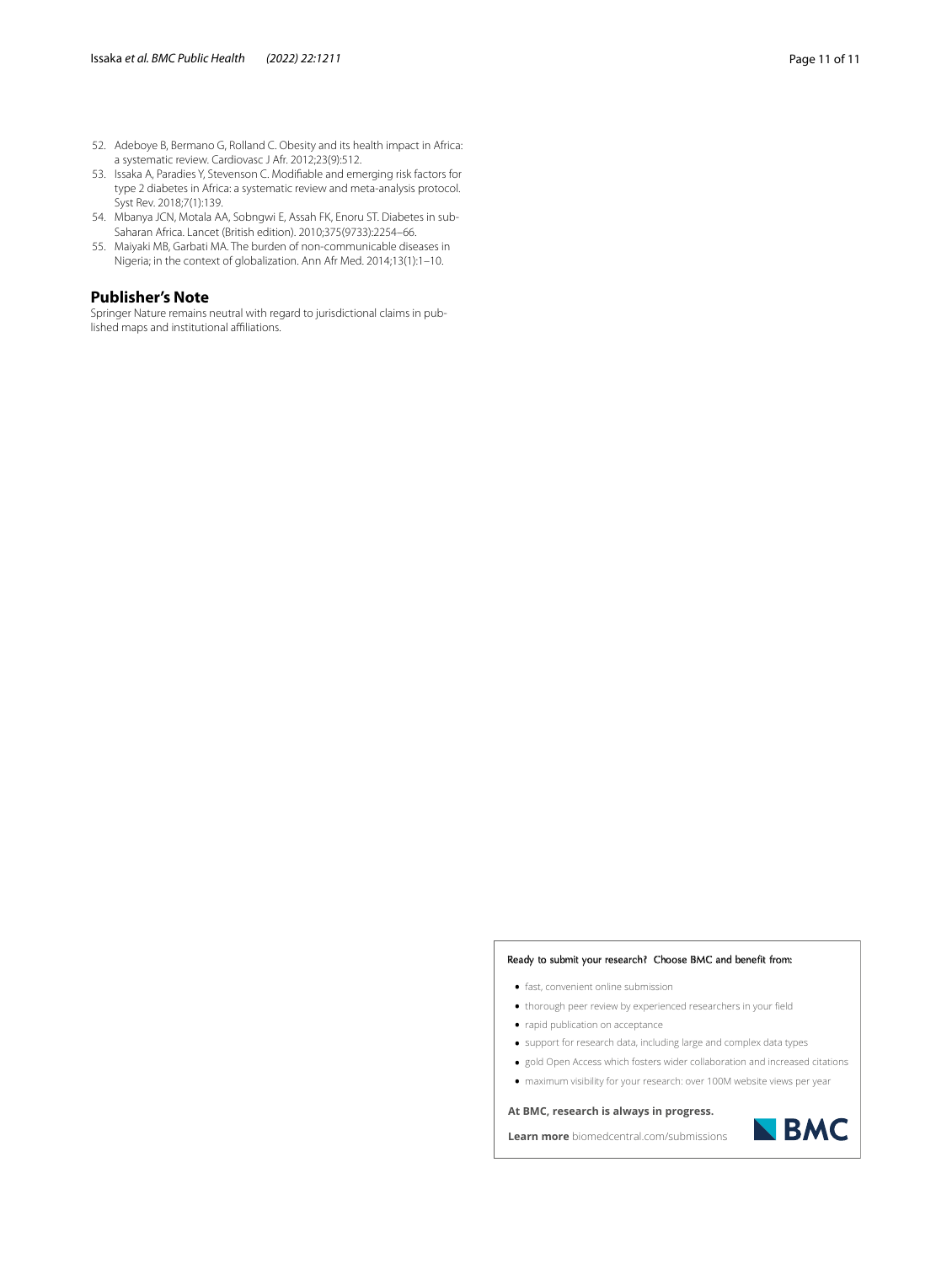52. Adeboye B, Bermano G, Rolland C. Obesity and its health impact in Africa: a systematic review. Cardiovasc J Afr. 2012;23(9):512.
53. Issaka A, Paradies Y, Stevenson C. Modifiable and emerging risk factors for type 2 diabetes in Africa: a systematic review and meta-analysis protocol. Syst Rev. 2018;7(1):139.
54. Mbanya JCN, Motala AA, Sobngwi E, Assah FK, Enoru ST. Diabetes in sub-Saharan Africa. Lancet (British edition). 2010;375(9733):2254–66.
55. Maiyaki MB, Garbati MA. The burden of non-communicable diseases in Nigeria; in the context of globalization. Ann Afr Med. 2014;13(1):1–10.

## Publisher's Note

Springer Nature remains neutral with regard to jurisdictional claims in published maps and institutional affiliations.

Ready to submit your research? Choose BMC and benefit from:

- fast, convenient online submission
- thorough peer review by experienced researchers in your field
- rapid publication on acceptance
- support for research data, including large and complex data types
- gold Open Access which fosters wider collaboration and increased citations
- maximum visibility for your research: over 100M website views per year

**At BMC, research is always in progress.**

**Learn more** biomedcentral.com/submissions

BMC